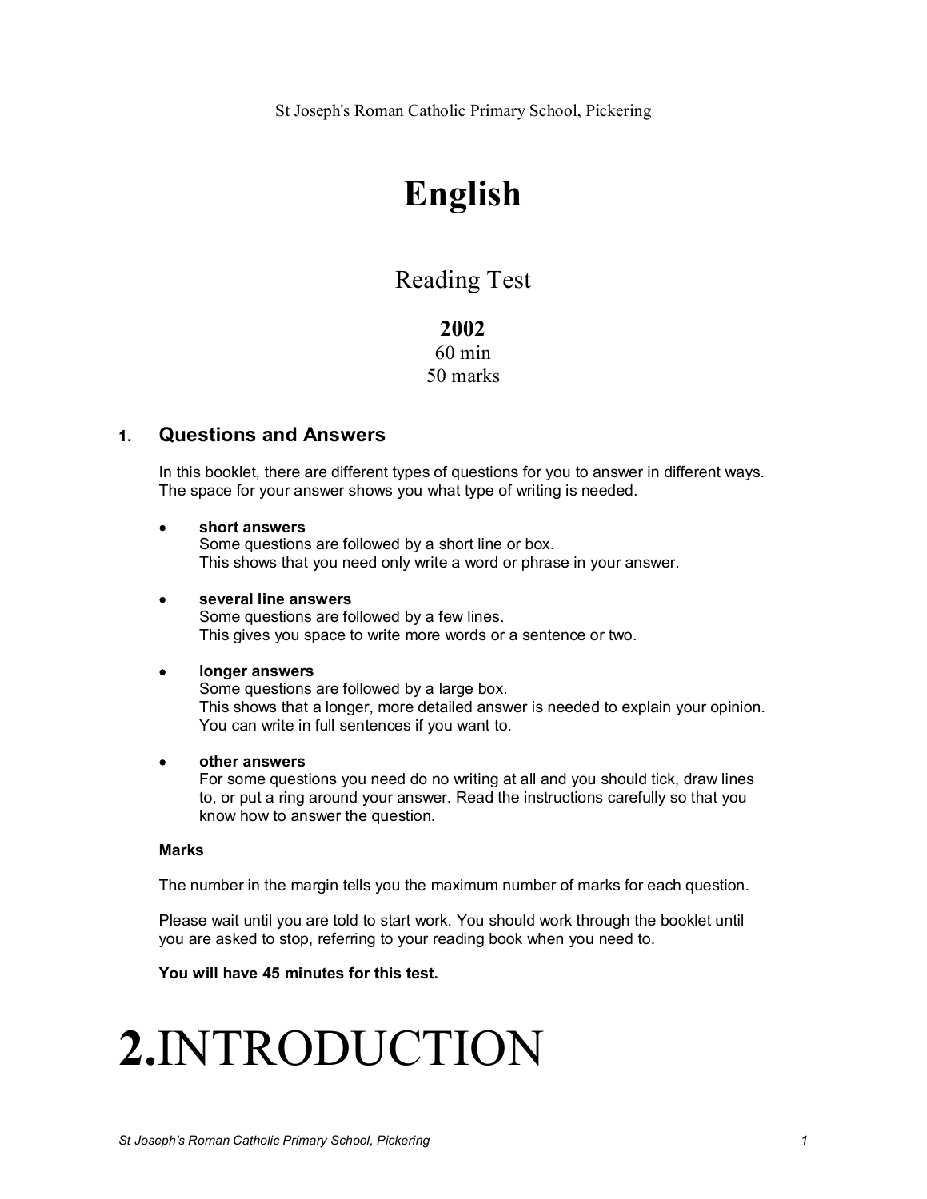St Joseph's Roman Catholic Primary School, Pickering

# English

## Reading Test

**2002**
60 min
50 marks

### 1. Questions and Answers

In this booklet, there are different types of questions for you to answer in different ways. The space for your answer shows you what type of writing is needed.

- **short answers**
  Some questions are followed by a short line or box.
  This shows that you need only write a word or phrase in your answer.

- **several line answers**
  Some questions are followed by a few lines.
  This gives you space to write more words or a sentence or two.

- **longer answers**
  Some questions are followed by a large box.
  This shows that a longer, more detailed answer is needed to explain your opinion.
  You can write in full sentences if you want to.

- **other answers**
  For some questions you need do no writing at all and you should tick, draw lines to, or put a ring around your answer. Read the instructions carefully so that you know how to answer the question.

**Marks**

The number in the margin tells you the maximum number of marks for each question.

Please wait until you are told to start work. You should work through the booklet until you are asked to stop, referring to your reading book when you need to.

**You will have 45 minutes for this test.**

# **2.**INTRODUCTION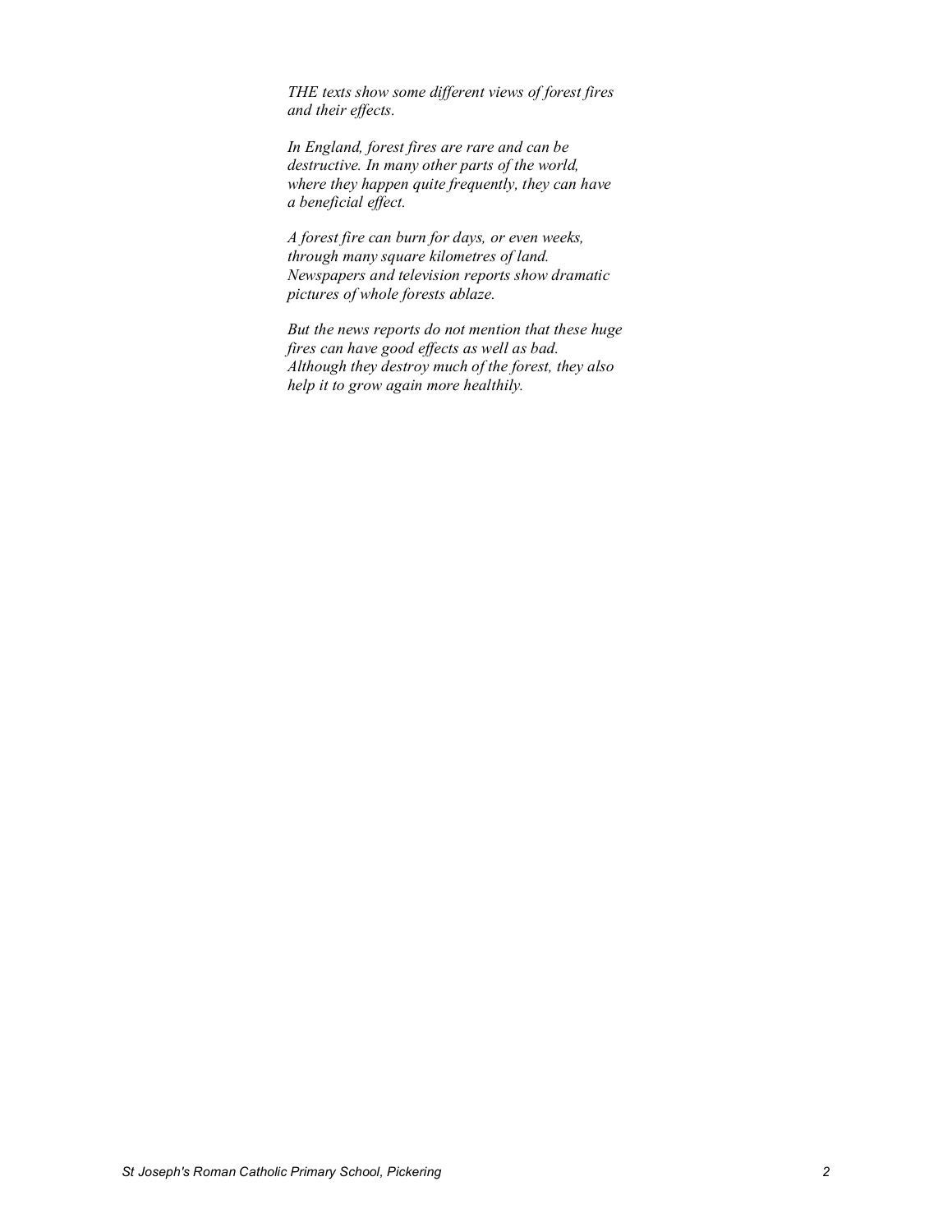*THE texts show some different views of forest fires and their effects.*

*In England, forest fires are rare and can be destructive. In many other parts of the world, where they happen quite frequently, they can have a beneficial effect.*

*A forest fire can burn for days, or even weeks, through many square kilometres of land. Newspapers and television reports show dramatic pictures of whole forests ablaze.*

*But the news reports do not mention that these huge fires can have good effects as well as bad. Although they destroy much of the forest, they also help it to grow again more healthily.*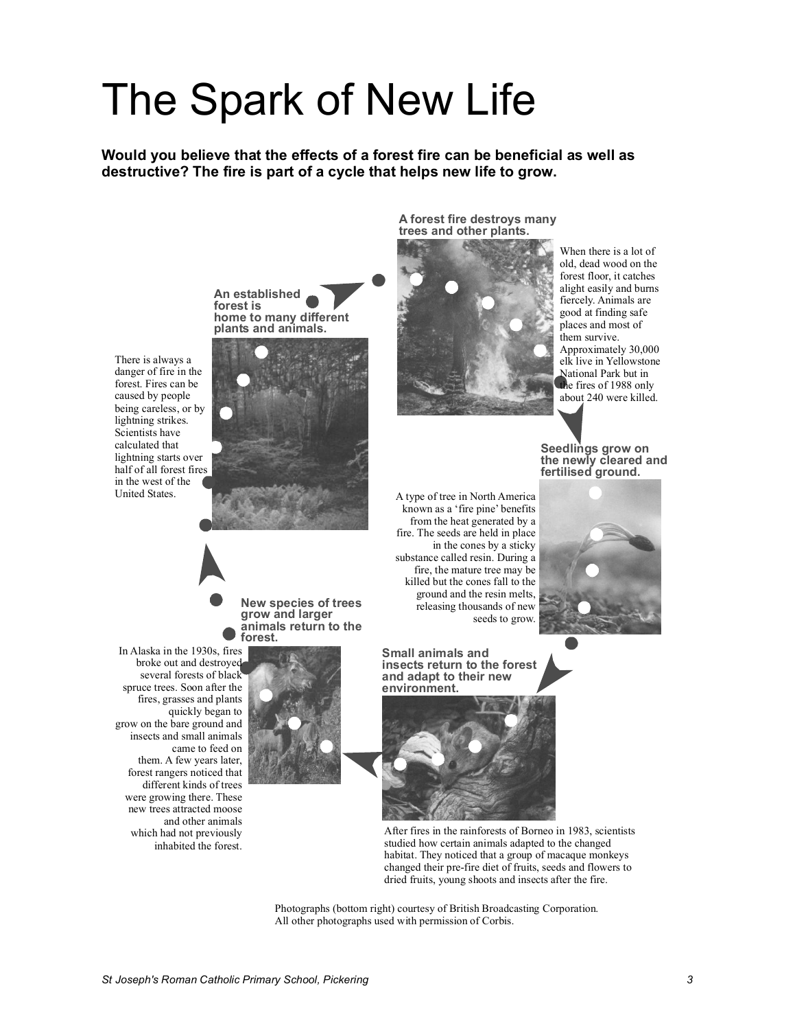# The Spark of New Life

**Would you believe that the effects of a forest fire can be beneficial as well as destructive? The fire is part of a cycle that helps new life to grow.**

**An established forest is home to many different plants and animals.**

There is always a danger of fire in the forest. Fires can be caused by people being careless, or by lightning strikes. Scientists have calculated that lightning starts over half of all forest fires in the west of the United States.

**A forest fire destroys many trees and other plants.**

When there is a lot of old, dead wood on the forest floor, it catches alight easily and burns fiercely. Animals are good at finding safe places and most of them survive. Approximately 30,000 elk live in Yellowstone National Park but in the fires of 1988 only about 240 were killed.

**Seedlings grow on the newly cleared and fertilised ground.**

A type of tree in North America known as a 'fire pine' benefits from the heat generated by a fire. The seeds are held in place in the cones by a sticky substance called resin. During a fire, the mature tree may be killed but the cones fall to the ground and the resin melts, releasing thousands of new seeds to grow.

**Small animals and insects return to the forest and adapt to their new environment.**

After fires in the rainforests of Borneo in 1983, scientists studied how certain animals adapted to the changed habitat. They noticed that a group of macaque monkeys changed their pre-fire diet of fruits, seeds and flowers to dried fruits, young shoots and insects after the fire.

**New species of trees grow and larger animals return to the forest.**

In Alaska in the 1930s, fires broke out and destroyed several forests of black spruce trees. Soon after the fires, grasses and plants quickly began to grow on the bare ground and insects and small animals came to feed on them. A few years later, forest rangers noticed that different kinds of trees were growing there. These new trees attracted moose and other animals which had not previously inhabited the forest.

Photographs (bottom right) courtesy of British Broadcasting Corporation.
All other photographs used with permission of Corbis.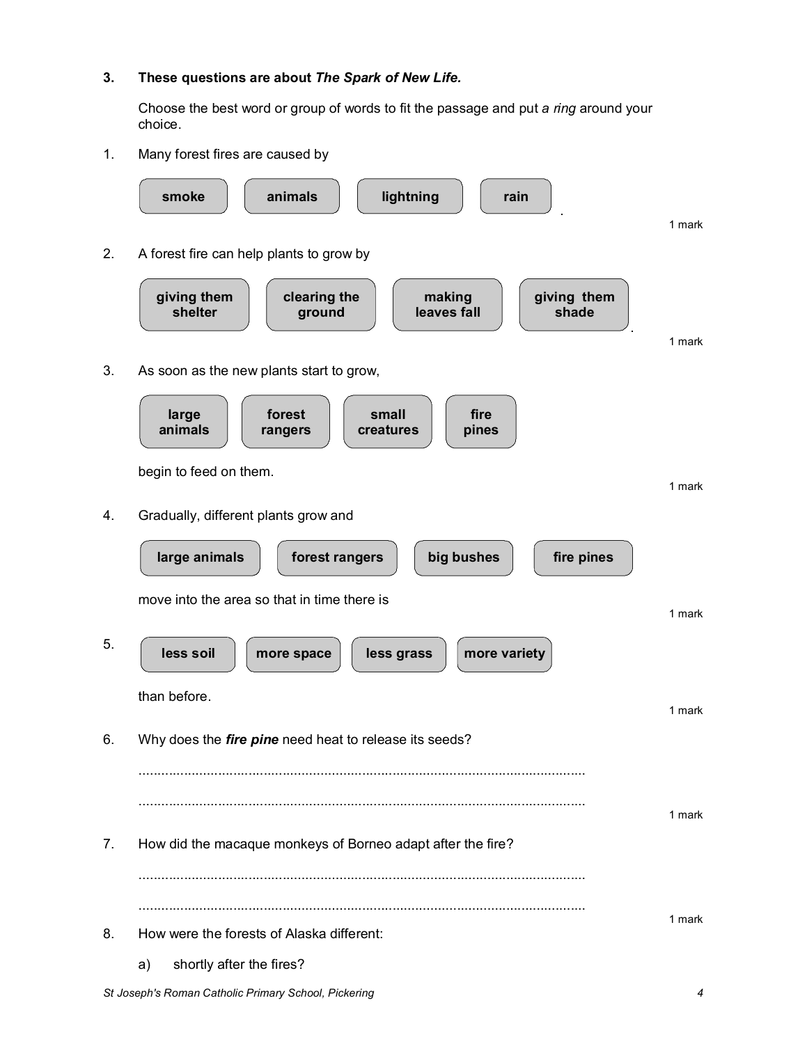**3. These questions are about *The Spark of New Life.***

Choose the best word or group of words to fit the passage and put *a ring* around your choice.

1. Many forest fires are caused by

   **smoke** | **animals** | **lightning** | **rain** .

   1 mark

2. A forest fire can help plants to grow by

   **giving them shelter** | **clearing the ground** | **making leaves fall** | **giving them shade** .

   1 mark

3. As soon as the new plants start to grow,

   **large animals** | **forest rangers** | **small creatures** | **fire pines**

   begin to feed on them.

   1 mark

4. Gradually, different plants grow and

   **large animals** | **forest rangers** | **big bushes** | **fire pines**

   move into the area so that in time there is

   1 mark

5. **less soil** | **more space** | **less grass** | **more variety**

   than before.

   1 mark

6. Why does the ***fire pine*** need heat to release its seeds?

   ..........................................................................................................................

   ..........................................................................................................................

   1 mark

7. How did the macaque monkeys of Borneo adapt after the fire?

   ..........................................................................................................................

   ..........................................................................................................................

   1 mark

8. How were the forests of Alaska different:

   a) shortly after the fires?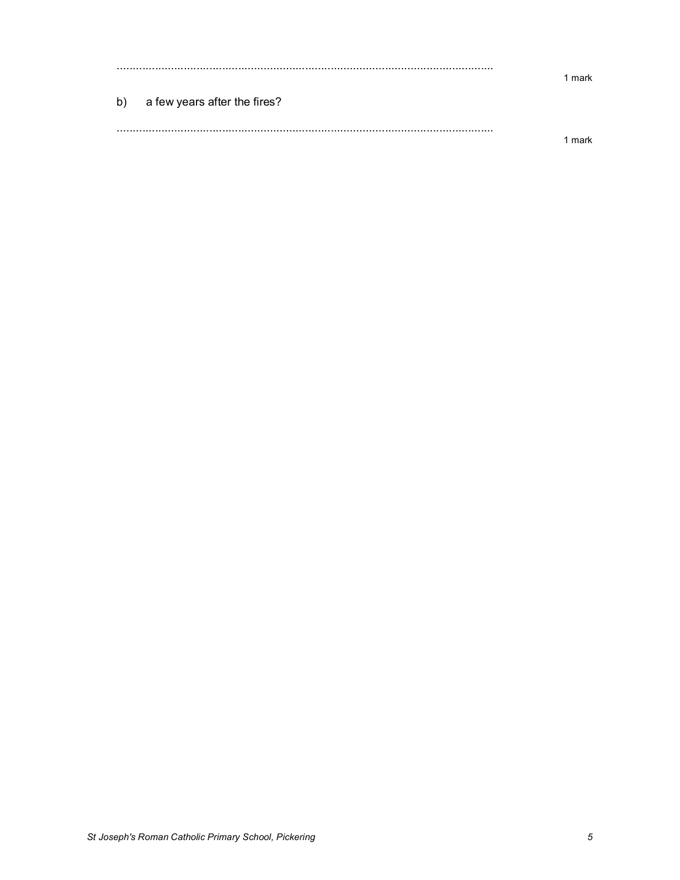......................................................................................................................

1 mark

b) a few years after the fires?

......................................................................................................................

1 mark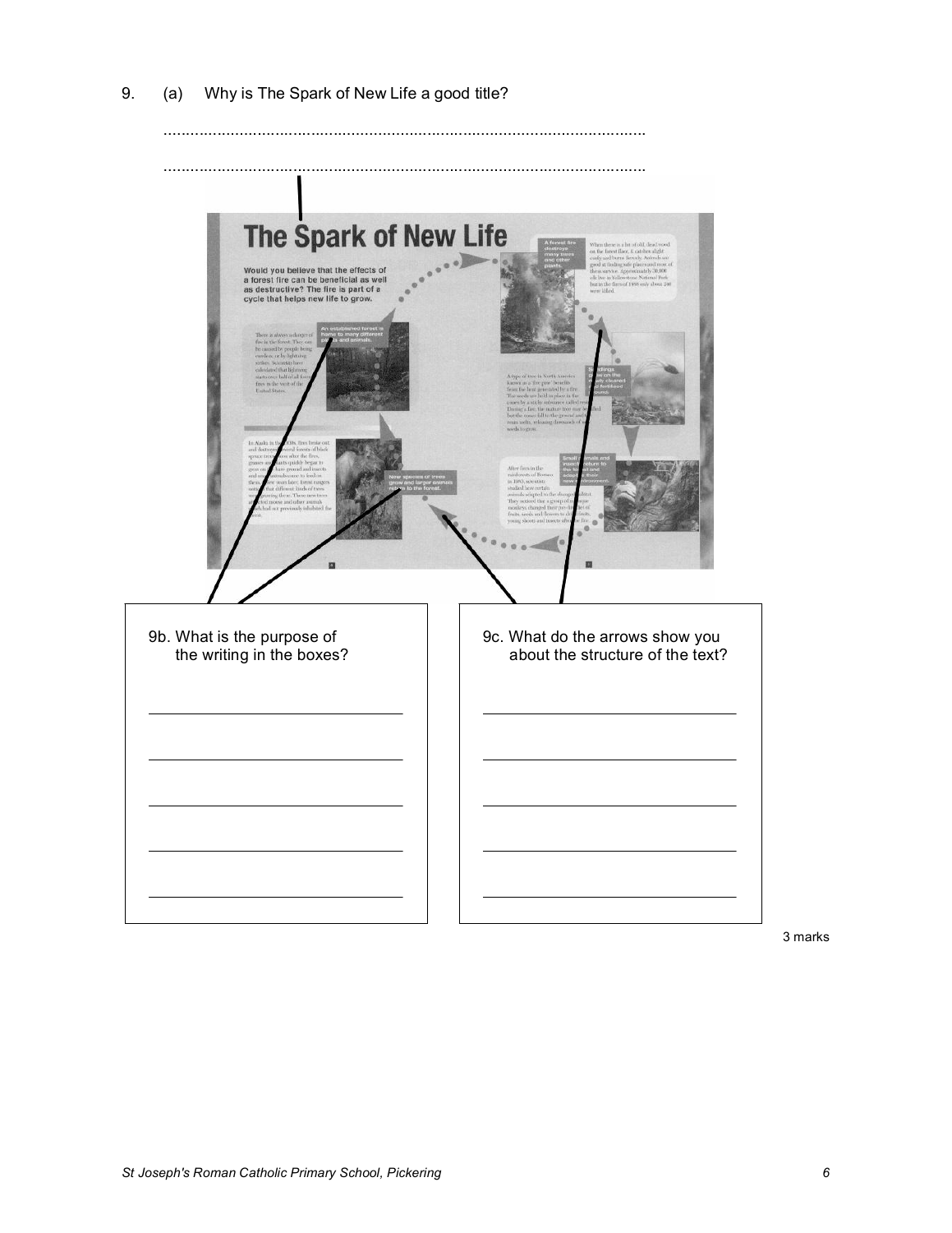9. (a) Why is The Spark of New Life a good title?

..............................................................................................................

..............................................................................................................

# The Spark of New Life

**Would you believe that the effects of a forest fire can be beneficial as well as destructive? The fire is part of a cycle that helps new life to grow.**

9b. What is the purpose of the writing in the boxes?

_______________________________

_______________________________

_______________________________

_______________________________

_______________________________

9c. What do the arrows show you about the structure of the text?

_______________________________

_______________________________

_______________________________

_______________________________

_______________________________

3 marks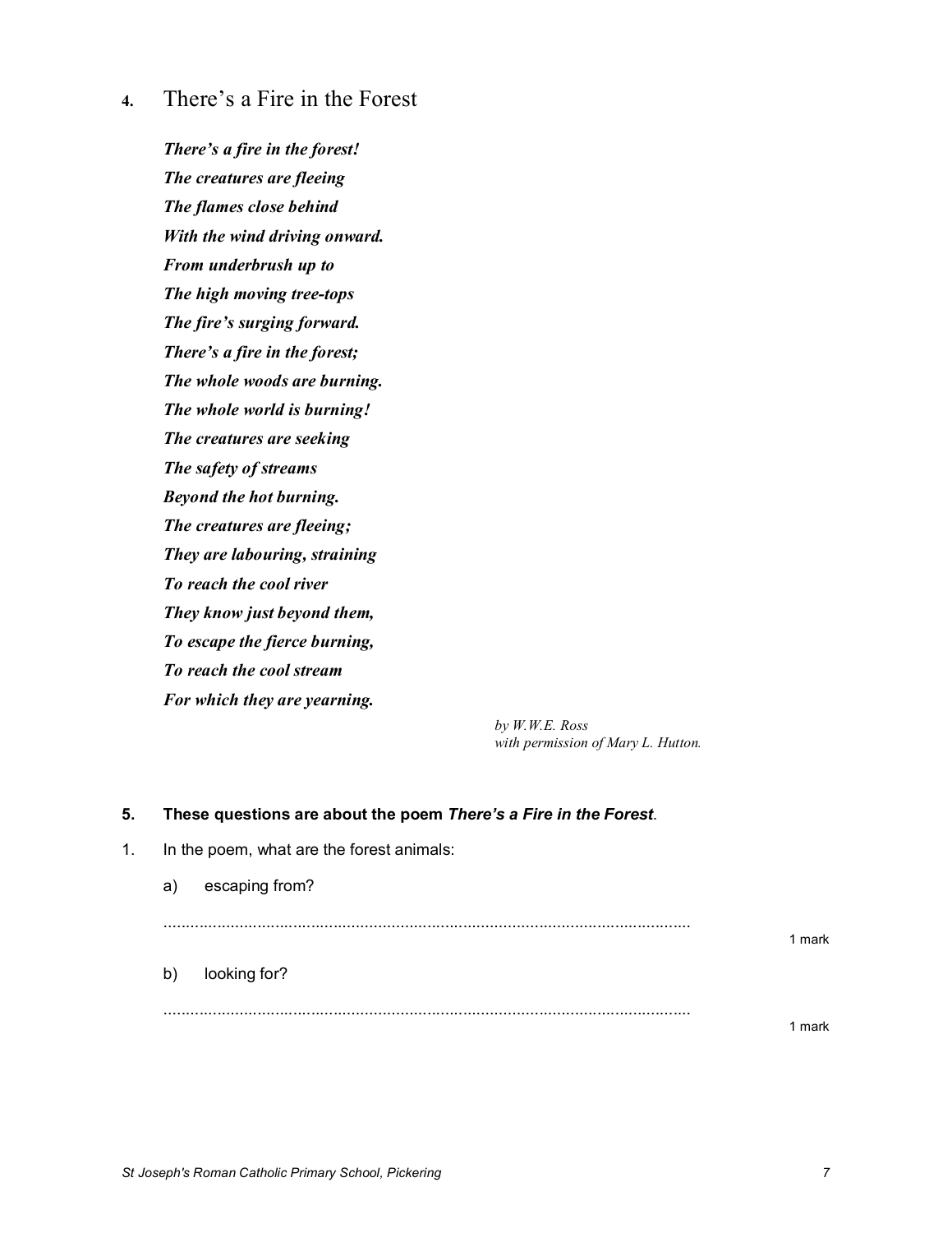**4.** There's a Fire in the Forest

***There's a fire in the forest!***
***The creatures are fleeing***
***The flames close behind***
***With the wind driving onward.***
***From underbrush up to***
***The high moving tree-tops***
***The fire's surging forward.***
***There's a fire in the forest;***
***The whole woods are burning.***
***The whole world is burning!***
***The creatures are seeking***
***The safety of streams***
***Beyond the hot burning.***
***The creatures are fleeing;***
***They are labouring, straining***
***To reach the cool river***
***They know just beyond them,***
***To escape the fierce burning,***
***To reach the cool stream***
***For which they are yearning.***

*by W.W.E. Ross*
*with permission of Mary L. Hutton.*

**5. These questions are about the poem *There's a Fire in the Forest*.**

1. In the poem, what are the forest animals:

   a) escaping from?

   ..........................................................................................................................

   1 mark

   b) looking for?

   ..........................................................................................................................

   1 mark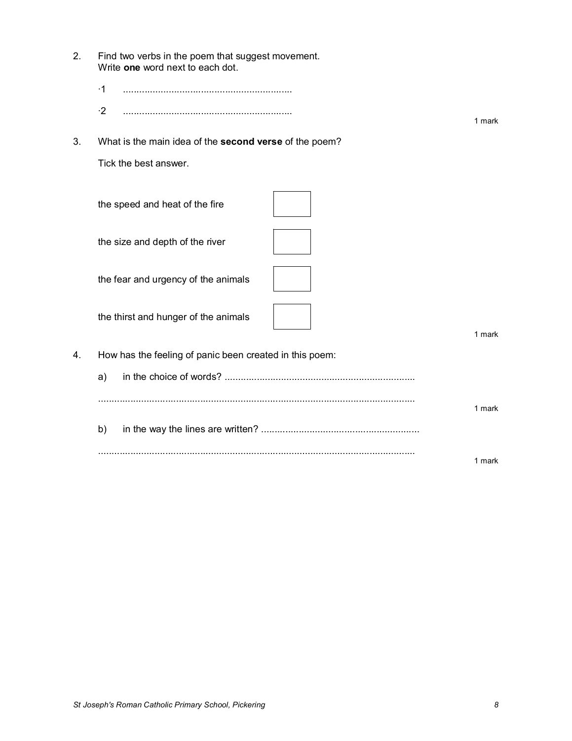2. Find two verbs in the poem that suggest movement.
   Write **one** word next to each dot.

   ·1 ...............................................................

   ·2 ...............................................................

   1 mark

3. What is the main idea of the **second verse** of the poem?

   Tick the best answer.

   | | |
   |---|---|
   | the speed and heat of the fire | ☐ |
   | the size and depth of the river | ☐ |
   | the fear and urgency of the animals | ☐ |
   | the thirst and hunger of the animals | ☐ |

   1 mark

4. How has the feeling of panic been created in this poem:

   a) in the choice of words? ......................................................................

   ......................................................................................................................

   1 mark

   b) in the way the lines are written? ..........................................................

   ......................................................................................................................

   1 mark

St Joseph's Roman Catholic Primary School, Pickering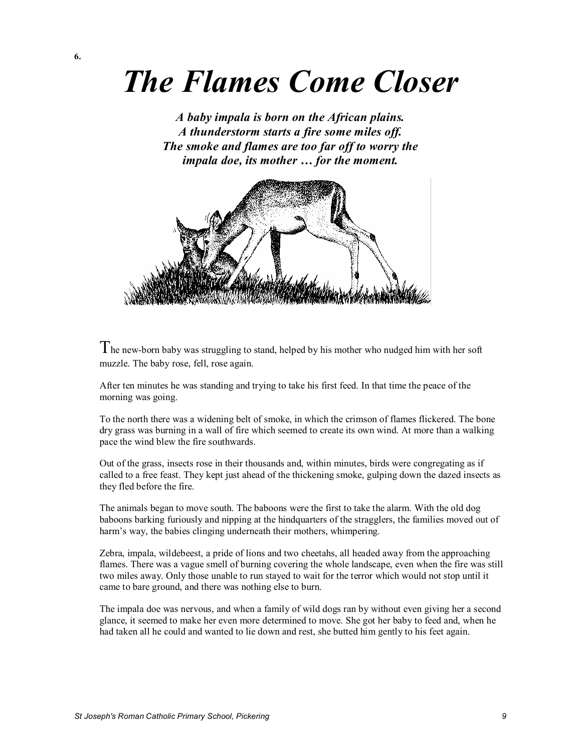6.

# *The Flames Come Closer*

***A baby impala is born on the African plains. A thunderstorm starts a fire some miles off. The smoke and flames are too far off to worry the impala doe, its mother … for the moment.***

The new-born baby was struggling to stand, helped by his mother who nudged him with her soft muzzle. The baby rose, fell, rose again.

After ten minutes he was standing and trying to take his first feed. In that time the peace of the morning was going.

To the north there was a widening belt of smoke, in which the crimson of flames flickered. The bone dry grass was burning in a wall of fire which seemed to create its own wind. At more than a walking pace the wind blew the fire southwards.

Out of the grass, insects rose in their thousands and, within minutes, birds were congregating as if called to a free feast. They kept just ahead of the thickening smoke, gulping down the dazed insects as they fled before the fire.

The animals began to move south. The baboons were the first to take the alarm. With the old dog baboons barking furiously and nipping at the hindquarters of the stragglers, the families moved out of harm's way, the babies clinging underneath their mothers, whimpering.

Zebra, impala, wildebeest, a pride of lions and two cheetahs, all headed away from the approaching flames. There was a vague smell of burning covering the whole landscape, even when the fire was still two miles away. Only those unable to run stayed to wait for the terror which would not stop until it came to bare ground, and there was nothing else to burn.

The impala doe was nervous, and when a family of wild dogs ran by without even giving her a second glance, it seemed to make her even more determined to move. She got her baby to feed and, when he had taken all he could and wanted to lie down and rest, she butted him gently to his feet again.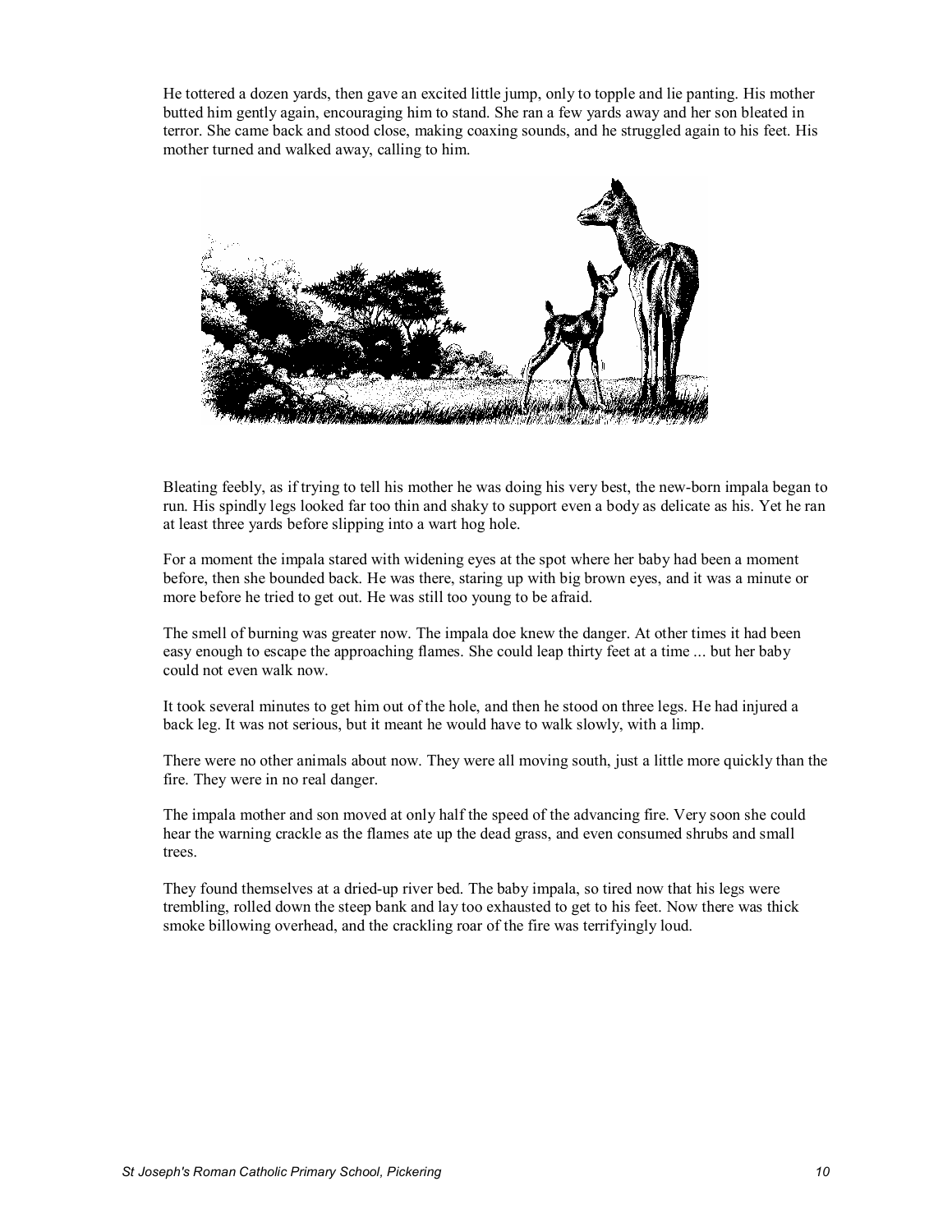He tottered a dozen yards, then gave an excited little jump, only to topple and lie panting. His mother butted him gently again, encouraging him to stand. She ran a few yards away and her son bleated in terror. She came back and stood close, making coaxing sounds, and he struggled again to his feet. His mother turned and walked away, calling to him.

Bleating feebly, as if trying to tell his mother he was doing his very best, the new-born impala began to run. His spindly legs looked far too thin and shaky to support even a body as delicate as his. Yet he ran at least three yards before slipping into a wart hog hole.

For a moment the impala stared with widening eyes at the spot where her baby had been a moment before, then she bounded back. He was there, staring up with big brown eyes, and it was a minute or more before he tried to get out. He was still too young to be afraid.

The smell of burning was greater now. The impala doe knew the danger. At other times it had been easy enough to escape the approaching flames. She could leap thirty feet at a time ... but her baby could not even walk now.

It took several minutes to get him out of the hole, and then he stood on three legs. He had injured a back leg. It was not serious, but it meant he would have to walk slowly, with a limp.

There were no other animals about now. They were all moving south, just a little more quickly than the fire. They were in no real danger.

The impala mother and son moved at only half the speed of the advancing fire. Very soon she could hear the warning crackle as the flames ate up the dead grass, and even consumed shrubs and small trees.

They found themselves at a dried-up river bed. The baby impala, so tired now that his legs were trembling, rolled down the steep bank and lay too exhausted to get to his feet. Now there was thick smoke billowing overhead, and the crackling roar of the fire was terrifyingly loud.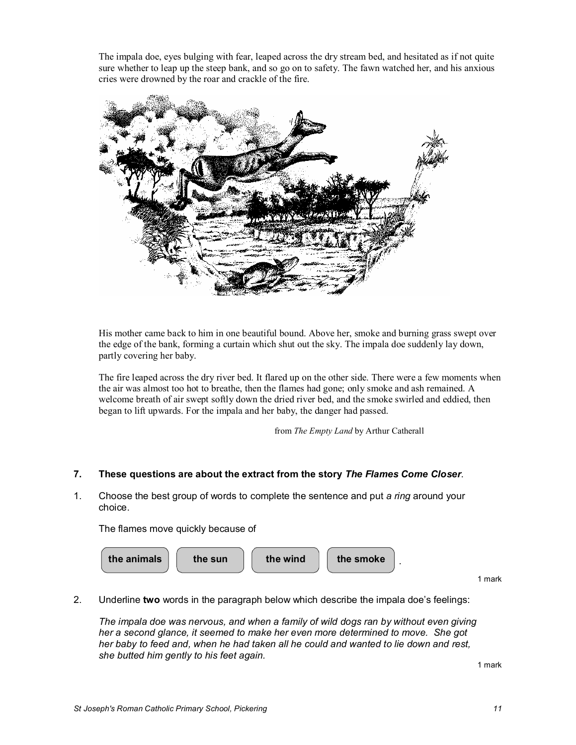The impala doe, eyes bulging with fear, leaped across the dry stream bed, and hesitated as if not quite sure whether to leap up the steep bank, and so go on to safety. The fawn watched her, and his anxious cries were drowned by the roar and crackle of the fire.

His mother came back to him in one beautiful bound. Above her, smoke and burning grass swept over the edge of the bank, forming a curtain which shut out the sky. The impala doe suddenly lay down, partly covering her baby.

The fire leaped across the dry river bed. It flared up on the other side. There were a few moments when the air was almost too hot to breathe, then the flames had gone; only smoke and ash remained. A welcome breath of air swept softly down the dried river bed, and the smoke swirled and eddied, then began to lift upwards. For the impala and her baby, the danger had passed.

from *The Empty Land* by Arthur Catherall

**7. These questions are about the extract from the story *The Flames Come Closer*.**

1. Choose the best group of words to complete the sentence and put *a ring* around your choice.

   The flames move quickly because of

   **the animals** | **the sun** | **the wind** | **the smoke** .

   1 mark

2. Underline **two** words in the paragraph below which describe the impala doe's feelings:

   *The impala doe was nervous, and when a family of wild dogs ran by without even giving her a second glance, it seemed to make her even more determined to move. She got her baby to feed and, when he had taken all he could and wanted to lie down and rest, she butted him gently to his feet again.*

   1 mark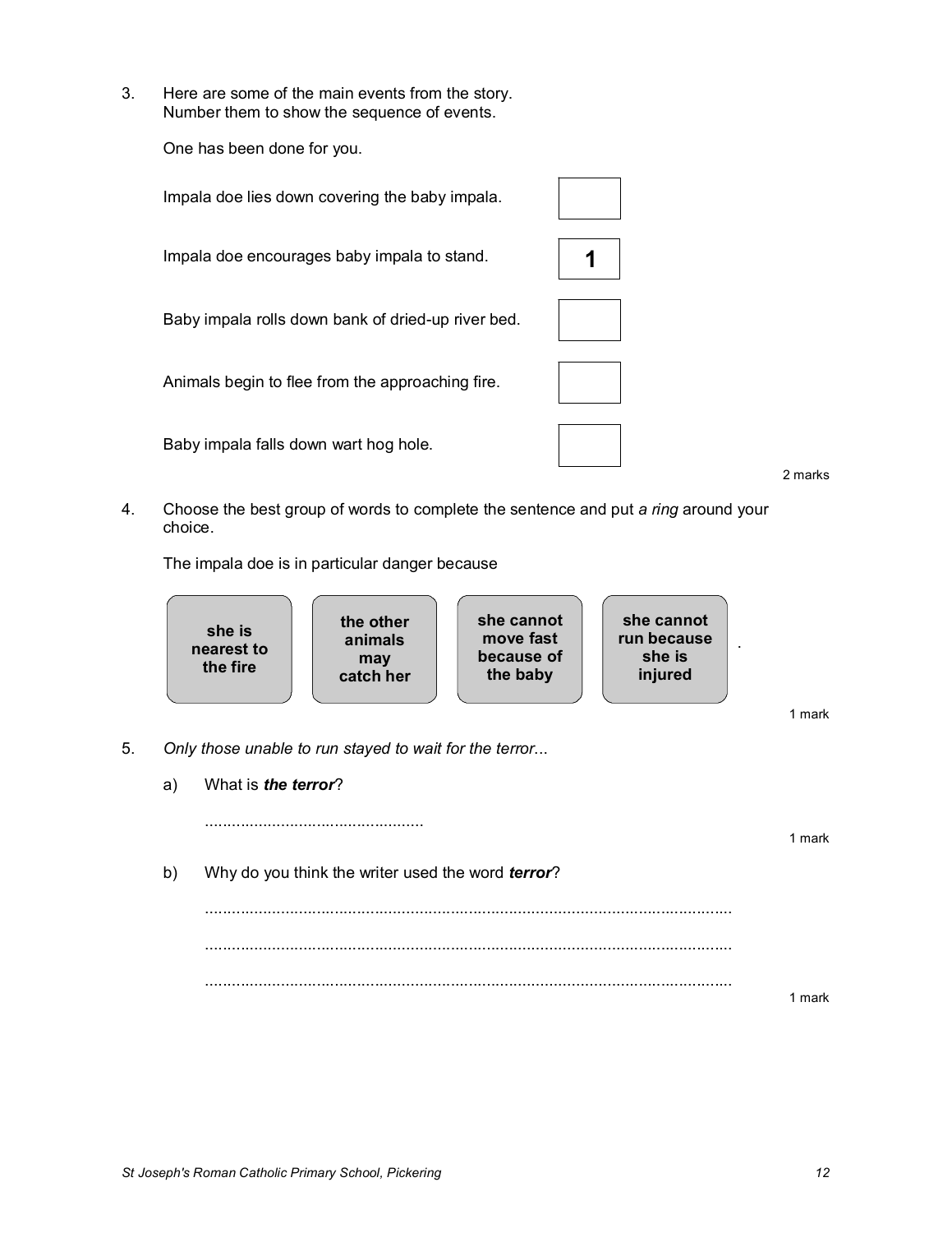3. Here are some of the main events from the story.
   Number them to show the sequence of events.

   One has been done for you.

| Event | Number |
| --- | --- |
| Impala doe lies down covering the baby impala. | |
| Impala doe encourages baby impala to stand. | **1** |
| Baby impala rolls down bank of dried-up river bed. | |
| Animals begin to flee from the approaching fire. | |
| Baby impala falls down wart hog hole. | |

2 marks

4. Choose the best group of words to complete the sentence and put *a ring* around your choice.

   The impala doe is in particular danger because

| **she is nearest to the fire** | **the other animals may catch her** | **she cannot move fast because of the baby** | **she cannot run because she is injured** |
| --- | --- | --- | --- |

.

1 mark

5. *Only those unable to run stayed to wait for the terror...*

   a) What is ***the terror***?

   .................................................

1 mark

   b) Why do you think the writer used the word ***terror***?

   ......................................................................................................................

   ......................................................................................................................

   ......................................................................................................................

1 mark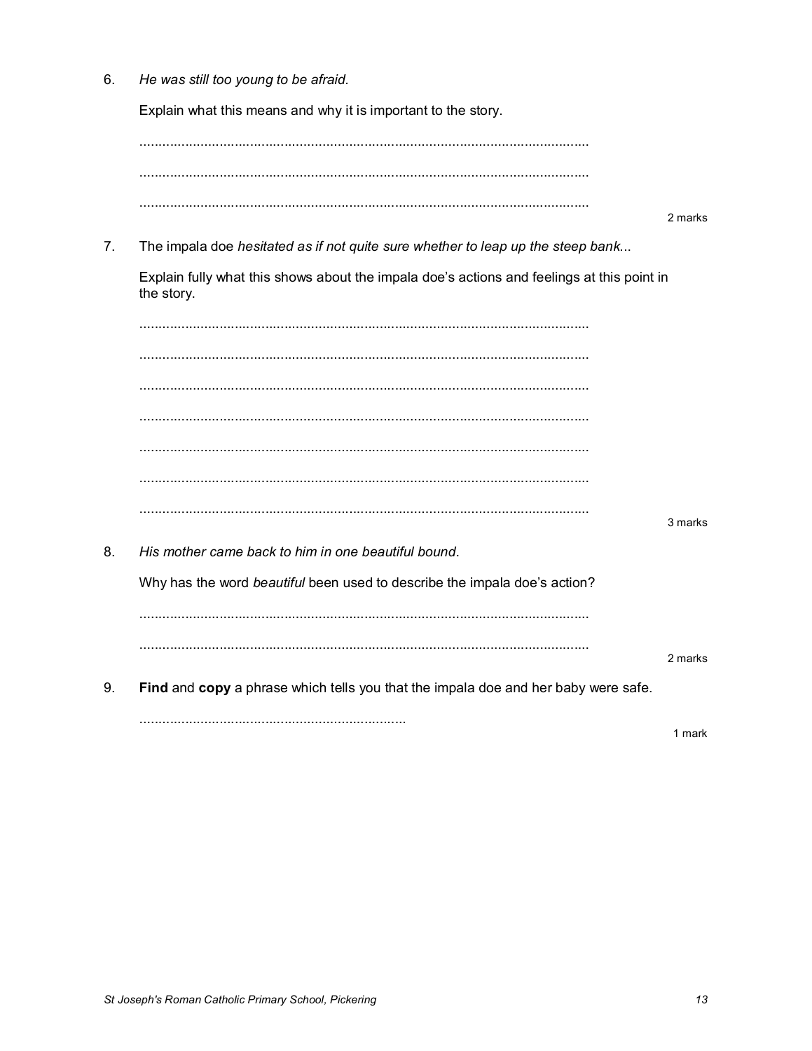6. *He was still too young to be afraid.*

   Explain what this means and why it is important to the story.

   ......................................................................................................................

   ......................................................................................................................

   ......................................................................................................................

   2 marks

7. The impala doe *hesitated as if not quite sure whether to leap up the steep bank...*

   Explain fully what this shows about the impala doe's actions and feelings at this point in the story.

   ......................................................................................................................

   ......................................................................................................................

   ......................................................................................................................

   ......................................................................................................................

   ......................................................................................................................

   ......................................................................................................................

   ......................................................................................................................

   3 marks

8. *His mother came back to him in one beautiful bound.*

   Why has the word *beautiful* been used to describe the impala doe's action?

   ......................................................................................................................

   ......................................................................................................................

   2 marks

9. **Find** and **copy** a phrase which tells you that the impala doe and her baby were safe.

   ........................................................................

   1 mark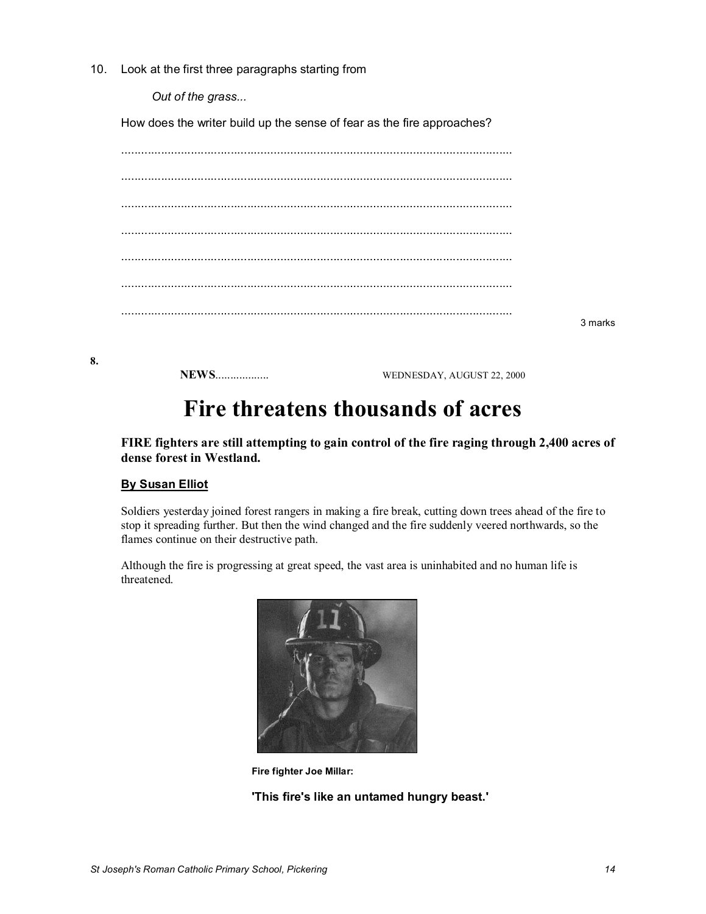10. Look at the first three paragraphs starting from

*Out of the grass...*

How does the writer build up the sense of fear as the fire approaches?

......................................................................................................................

......................................................................................................................

......................................................................................................................

......................................................................................................................

......................................................................................................................

......................................................................................................................

......................................................................................................................

3 marks

**8.**

**NEWS**.................. WEDNESDAY, AUGUST 22, 2000

# Fire threatens thousands of acres

**FIRE fighters are still attempting to gain control of the fire raging through 2,400 acres of dense forest in Westland.**

**By Susan Elliot**

Soldiers yesterday joined forest rangers in making a fire break, cutting down trees ahead of the fire to stop it spreading further. But then the wind changed and the fire suddenly veered northwards, so the flames continue on their destructive path.

Although the fire is progressing at great speed, the vast area is uninhabited and no human life is threatened.

**Fire fighter Joe Millar:**

**'This fire's like an untamed hungry beast.'**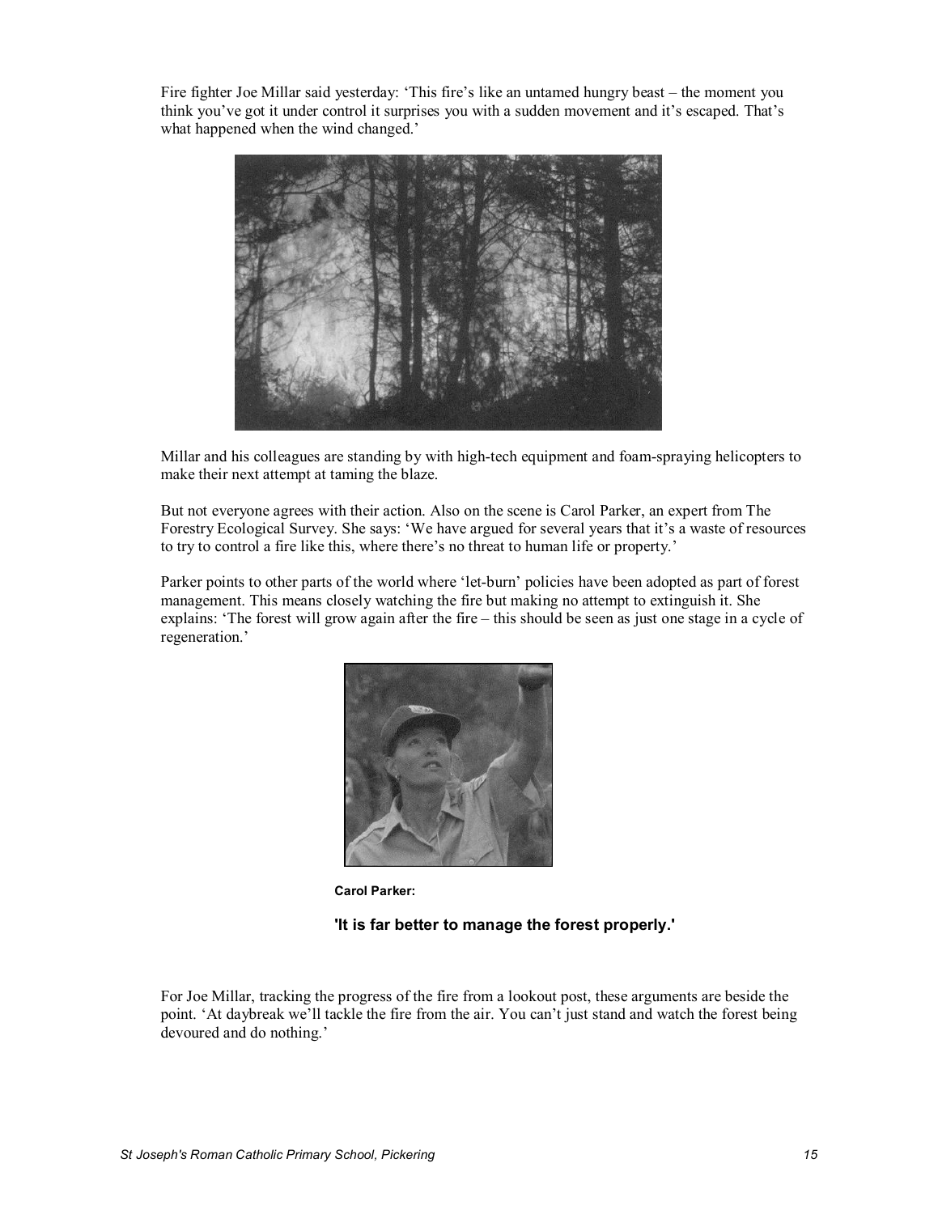Fire fighter Joe Millar said yesterday: 'This fire's like an untamed hungry beast – the moment you think you've got it under control it surprises you with a sudden movement and it's escaped. That's what happened when the wind changed.'

Millar and his colleagues are standing by with high-tech equipment and foam-spraying helicopters to make their next attempt at taming the blaze.

But not everyone agrees with their action. Also on the scene is Carol Parker, an expert from The Forestry Ecological Survey. She says: 'We have argued for several years that it's a waste of resources to try to control a fire like this, where there's no threat to human life or property.'

Parker points to other parts of the world where 'let-burn' policies have been adopted as part of forest management. This means closely watching the fire but making no attempt to extinguish it. She explains: 'The forest will grow again after the fire – this should be seen as just one stage in a cycle of regeneration.'

**Carol Parker:**

**'It is far better to manage the forest properly.'**

For Joe Millar, tracking the progress of the fire from a lookout post, these arguments are beside the point. 'At daybreak we'll tackle the fire from the air. You can't just stand and watch the forest being devoured and do nothing.'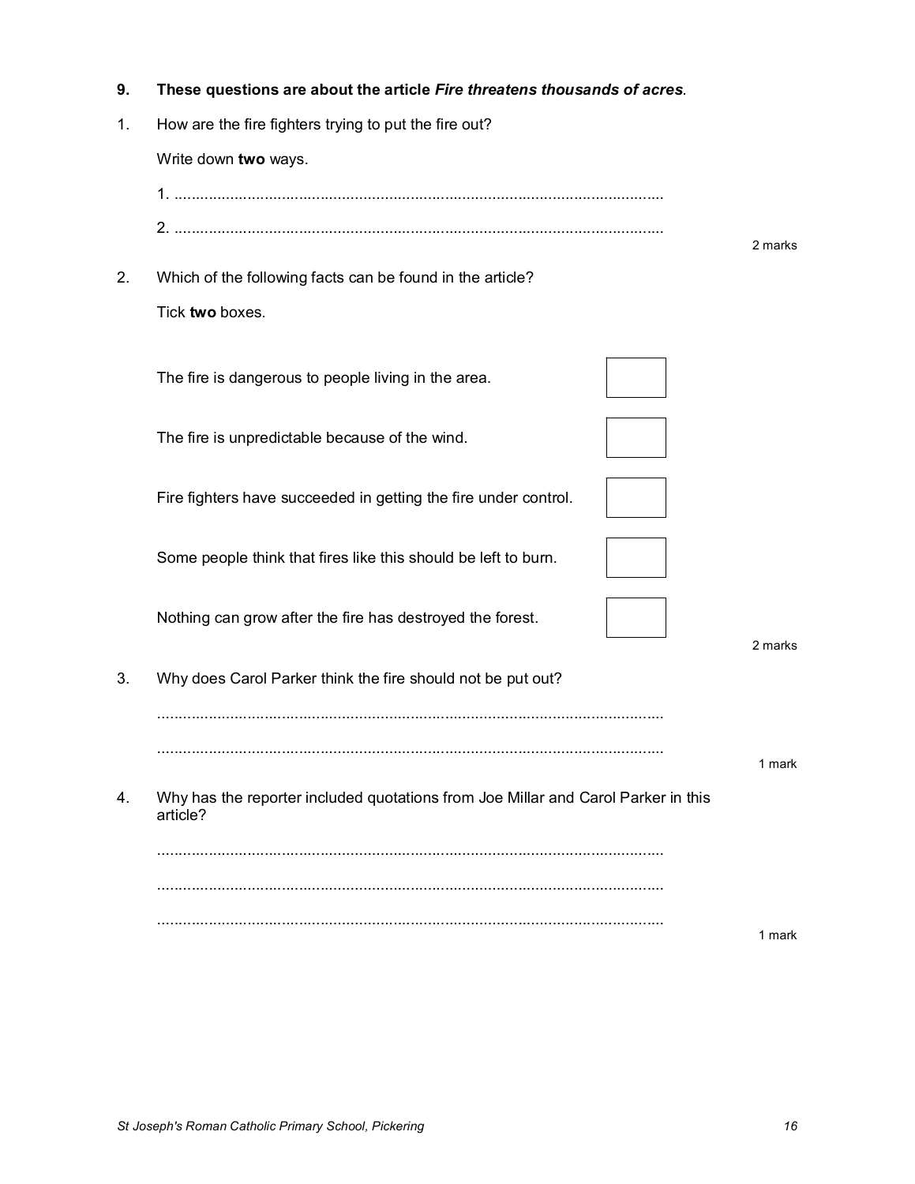**9. These questions are about the article *Fire threatens thousands of acres*.**

1. How are the fire fighters trying to put the fire out?

   Write down **two** ways.

   1. ..................................................................................................................

   2. ..................................................................................................................

   2 marks

2. Which of the following facts can be found in the article?

   Tick **two** boxes.

   | | |
   |---|---|
   | The fire is dangerous to people living in the area. | ☐ |
   | The fire is unpredictable because of the wind. | ☐ |
   | Fire fighters have succeeded in getting the fire under control. | ☐ |
   | Some people think that fires like this should be left to burn. | ☐ |
   | Nothing can grow after the fire has destroyed the forest. | ☐ |

   2 marks

3. Why does Carol Parker think the fire should not be put out?

   ......................................................................................................................

   ......................................................................................................................

   1 mark

4. Why has the reporter included quotations from Joe Millar and Carol Parker in this article?

   ......................................................................................................................

   ......................................................................................................................

   ......................................................................................................................

   1 mark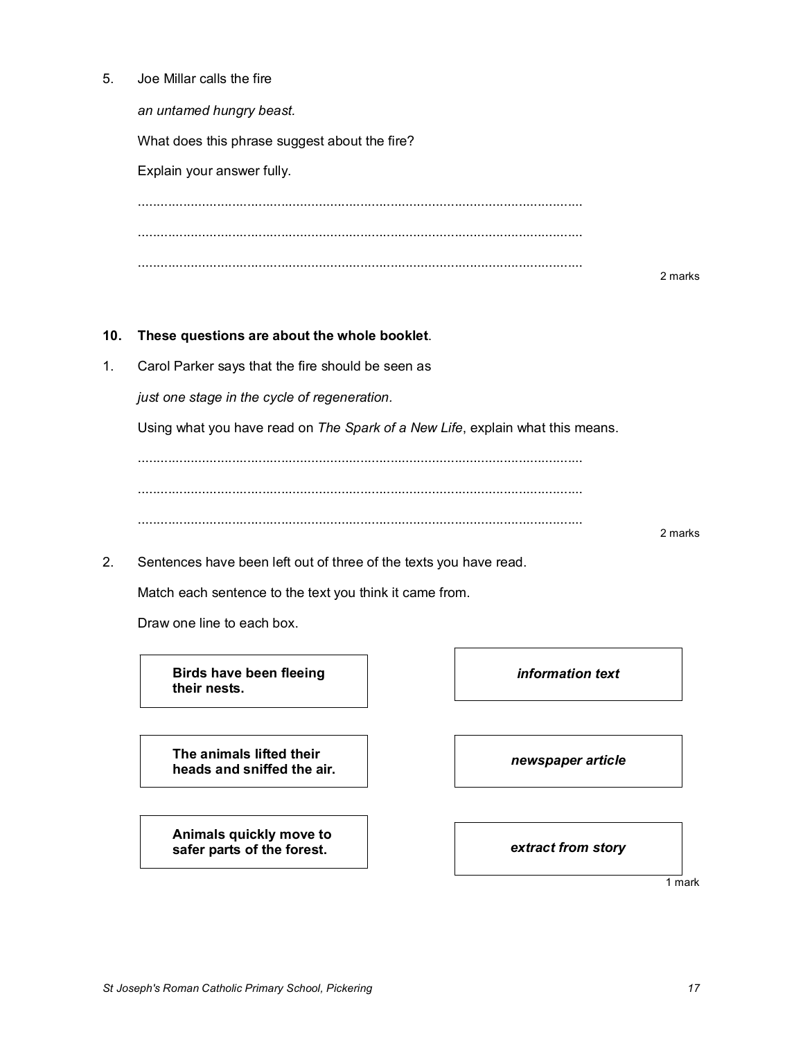5. Joe Millar calls the fire

   *an untamed hungry beast.*

   What does this phrase suggest about the fire?

   Explain your answer fully.

   ......................................................................................................................

   ......................................................................................................................

   ......................................................................................................................

   2 marks

**10. These questions are about the whole booklet.**

1. Carol Parker says that the fire should be seen as

   *just one stage in the cycle of regeneration.*

   Using what you have read on *The Spark of a New Life*, explain what this means.

   ......................................................................................................................

   ......................................................................................................................

   ......................................................................................................................

   2 marks

2. Sentences have been left out of three of the texts you have read.

   Match each sentence to the text you think it came from.

   Draw one line to each box.

| | |
|---|---|
| **Birds have been fleeing their nests.** | *information text* |
| **The animals lifted their heads and sniffed the air.** | *newspaper article* |
| **Animals quickly move to safer parts of the forest.** | *extract from story* |

   1 mark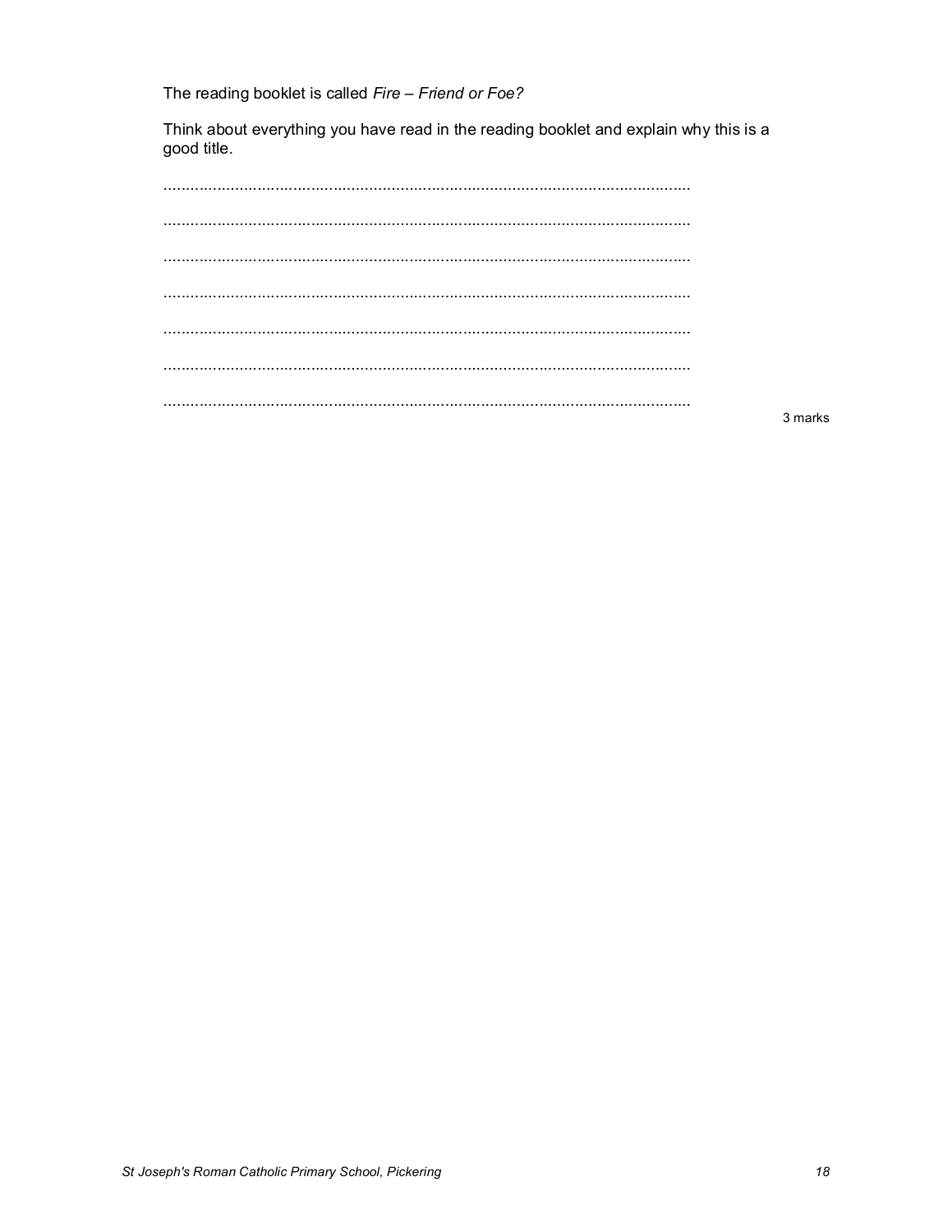The reading booklet is called *Fire – Friend or Foe?*

Think about everything you have read in the reading booklet and explain why this is a good title.

..........................................................................................................................

..........................................................................................................................

..........................................................................................................................

..........................................................................................................................

..........................................................................................................................

..........................................................................................................................

..........................................................................................................................

3 marks